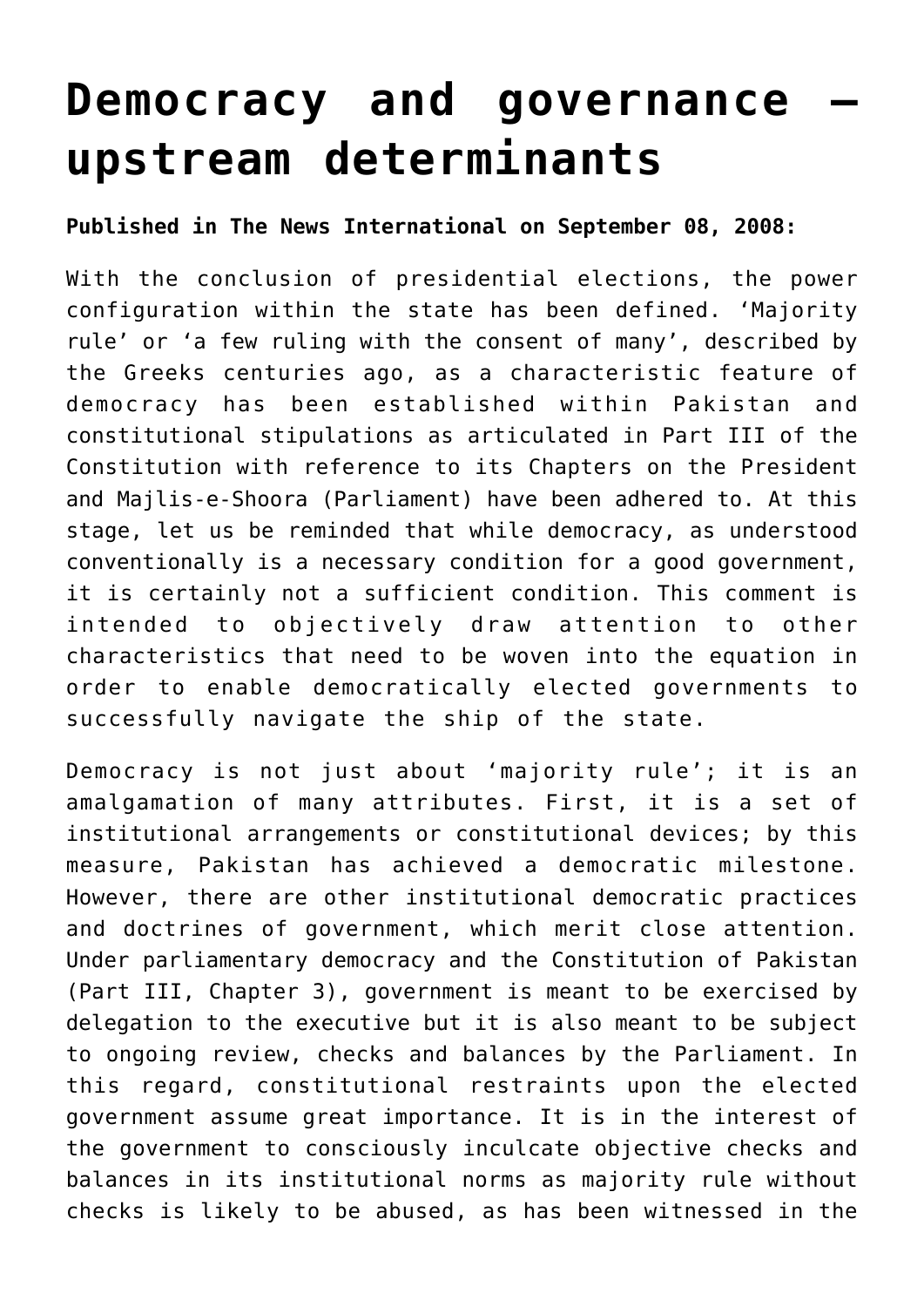# Democracy and governance – upstream determinants

**Published in The News International on September 08, 2008:**

With the conclusion of presidential elections, the power configuration within the state has been defined. 'Majority rule' or 'a few ruling with the consent of many', described by the Greeks centuries ago, as a characteristic feature of democracy has been established within Pakistan and constitutional stipulations as articulated in Part III of the Constitution with reference to its Chapters on the President and Majlis-e-Shoora (Parliament) have been adhered to. At this stage, let us be reminded that while democracy, as understood conventionally is a necessary condition for a good government, it is certainly not a sufficient condition. This comment is intended to objectively draw attention to other characteristics that need to be woven into the equation in order to enable democratically elected governments to successfully navigate the ship of the state.

Democracy is not just about 'majority rule'; it is an amalgamation of many attributes. First, it is a set of institutional arrangements or constitutional devices; by this measure, Pakistan has achieved a democratic milestone. However, there are other institutional democratic practices and doctrines of government, which merit close attention. Under parliamentary democracy and the Constitution of Pakistan (Part III, Chapter 3), government is meant to be exercised by delegation to the executive but it is also meant to be subject to ongoing review, checks and balances by the Parliament. In this regard, constitutional restraints upon the elected government assume great importance. It is in the interest of the government to consciously inculcate objective checks and balances in its institutional norms as majority rule without checks is likely to be abused, as has been witnessed in the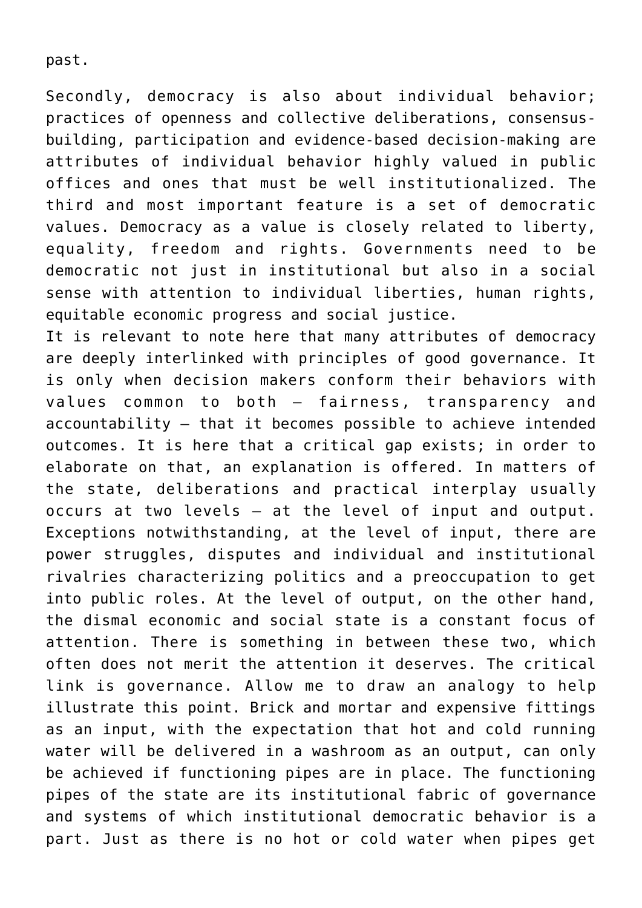past.

Secondly, democracy is also about individual behavior; practices of openness and collective deliberations, consensus-building, participation and evidence-based decision-making are attributes of individual behavior highly valued in public offices and ones that must be well institutionalized. The third and most important feature is a set of democratic values. Democracy as a value is closely related to liberty, equality, freedom and rights. Governments need to be democratic not just in institutional but also in a social sense with attention to individual liberties, human rights, equitable economic progress and social justice.

It is relevant to note here that many attributes of democracy are deeply interlinked with principles of good governance. It is only when decision makers conform their behaviors with values common to both – fairness, transparency and accountability – that it becomes possible to achieve intended outcomes. It is here that a critical gap exists; in order to elaborate on that, an explanation is offered. In matters of the state, deliberations and practical interplay usually occurs at two levels – at the level of input and output. Exceptions notwithstanding, at the level of input, there are power struggles, disputes and individual and institutional rivalries characterizing politics and a preoccupation to get into public roles. At the level of output, on the other hand, the dismal economic and social state is a constant focus of attention. There is something in between these two, which often does not merit the attention it deserves. The critical link is governance. Allow me to draw an analogy to help illustrate this point. Brick and mortar and expensive fittings as an input, with the expectation that hot and cold running water will be delivered in a washroom as an output, can only be achieved if functioning pipes are in place. The functioning pipes of the state are its institutional fabric of governance and systems of which institutional democratic behavior is a part. Just as there is no hot or cold water when pipes get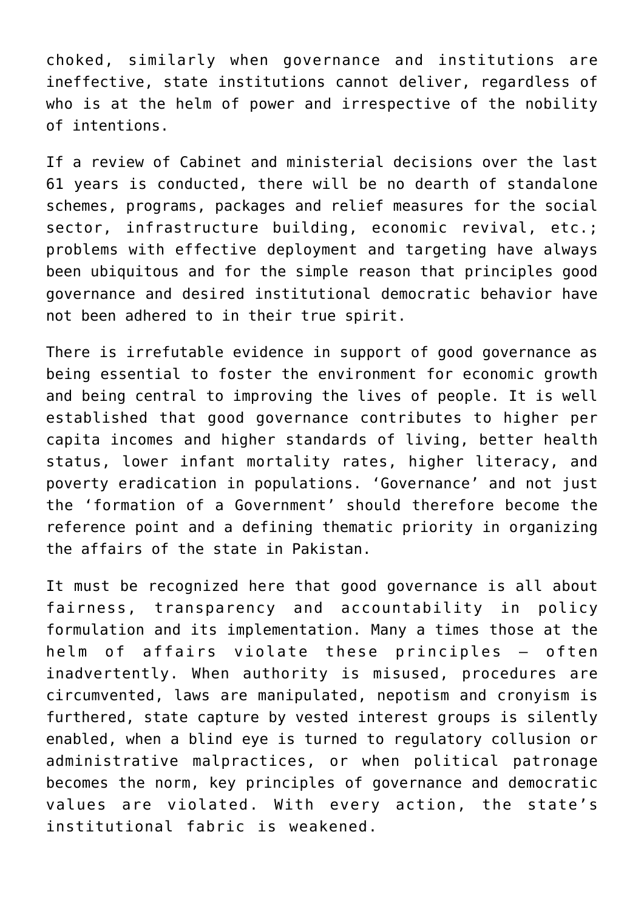choked, similarly when governance and institutions are ineffective, state institutions cannot deliver, regardless of who is at the helm of power and irrespective of the nobility of intentions.

If a review of Cabinet and ministerial decisions over the last 61 years is conducted, there will be no dearth of standalone schemes, programs, packages and relief measures for the social sector, infrastructure building, economic revival, etc.; problems with effective deployment and targeting have always been ubiquitous and for the simple reason that principles good governance and desired institutional democratic behavior have not been adhered to in their true spirit.

There is irrefutable evidence in support of good governance as being essential to foster the environment for economic growth and being central to improving the lives of people. It is well established that good governance contributes to higher per capita incomes and higher standards of living, better health status, lower infant mortality rates, higher literacy, and poverty eradication in populations. 'Governance' and not just the 'formation of a Government' should therefore become the reference point and a defining thematic priority in organizing the affairs of the state in Pakistan.

It must be recognized here that good governance is all about fairness, transparency and accountability in policy formulation and its implementation. Many a times those at the helm of affairs violate these principles – often inadvertently. When authority is misused, procedures are circumvented, laws are manipulated, nepotism and cronyism is furthered, state capture by vested interest groups is silently enabled, when a blind eye is turned to regulatory collusion or administrative malpractices, or when political patronage becomes the norm, key principles of governance and democratic values are violated. With every action, the state's institutional fabric is weakened.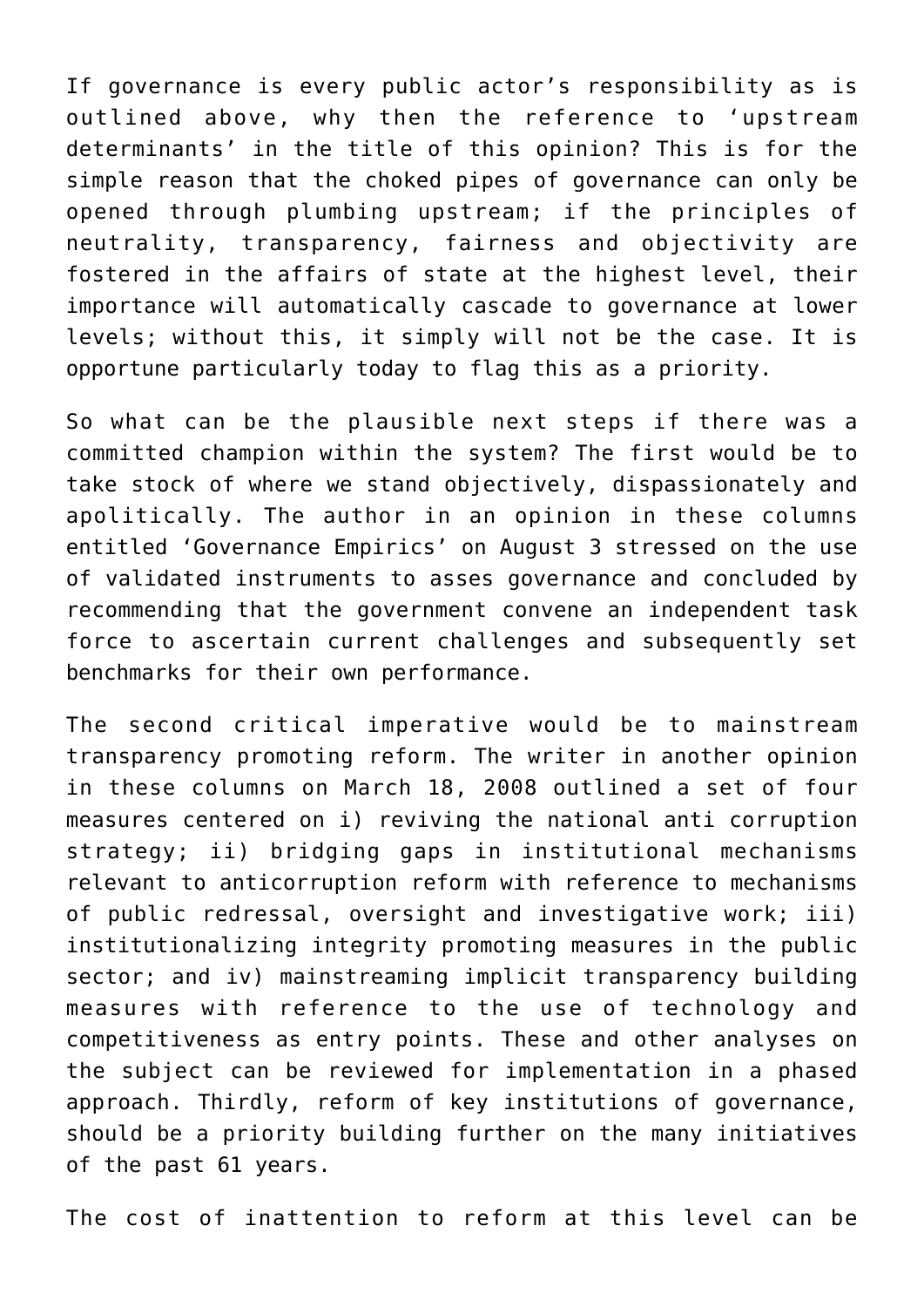If governance is every public actor's responsibility as is outlined above, why then the reference to 'upstream determinants' in the title of this opinion? This is for the simple reason that the choked pipes of governance can only be opened through plumbing upstream; if the principles of neutrality, transparency, fairness and objectivity are fostered in the affairs of state at the highest level, their importance will automatically cascade to governance at lower levels; without this, it simply will not be the case. It is opportune particularly today to flag this as a priority.

So what can be the plausible next steps if there was a committed champion within the system? The first would be to take stock of where we stand objectively, dispassionately and apolitically. The author in an opinion in these columns entitled 'Governance Empirics' on August 3 stressed on the use of validated instruments to asses governance and concluded by recommending that the government convene an independent task force to ascertain current challenges and subsequently set benchmarks for their own performance.

The second critical imperative would be to mainstream transparency promoting reform. The writer in another opinion in these columns on March 18, 2008 outlined a set of four measures centered on i) reviving the national anti corruption strategy; ii) bridging gaps in institutional mechanisms relevant to anticorruption reform with reference to mechanisms of public redressal, oversight and investigative work; iii) institutionalizing integrity promoting measures in the public sector; and iv) mainstreaming implicit transparency building measures with reference to the use of technology and competitiveness as entry points. These and other analyses on the subject can be reviewed for implementation in a phased approach. Thirdly, reform of key institutions of governance, should be a priority building further on the many initiatives of the past 61 years.

The cost of inattention to reform at this level can be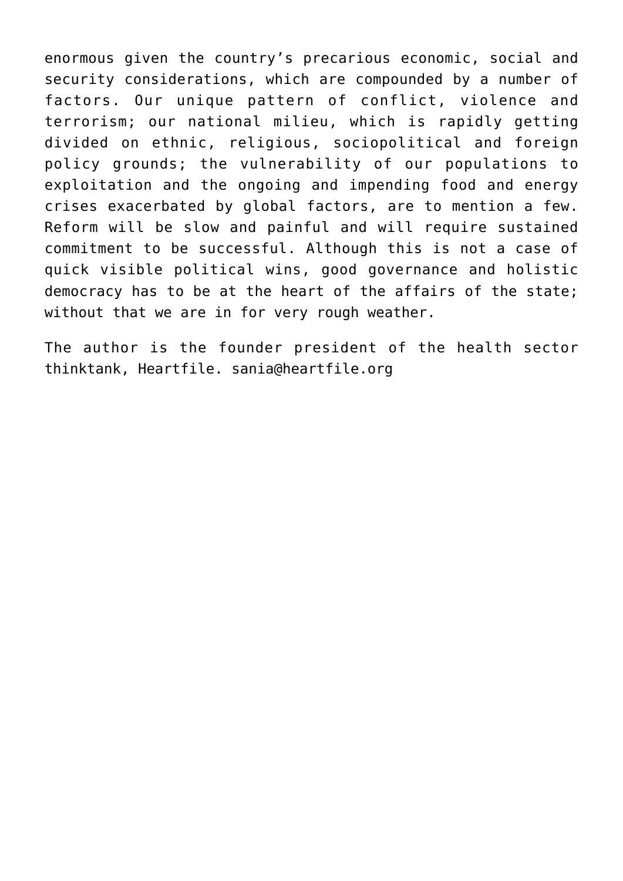enormous given the country's precarious economic, social and security considerations, which are compounded by a number of factors. Our unique pattern of conflict, violence and terrorism; our national milieu, which is rapidly getting divided on ethnic, religious, sociopolitical and foreign policy grounds; the vulnerability of our populations to exploitation and the ongoing and impending food and energy crises exacerbated by global factors, are to mention a few. Reform will be slow and painful and will require sustained commitment to be successful. Although this is not a case of quick visible political wins, good governance and holistic democracy has to be at the heart of the affairs of the state; without that we are in for very rough weather.

The author is the founder president of the health sector thinktank, Heartfile. sania@heartfile.org